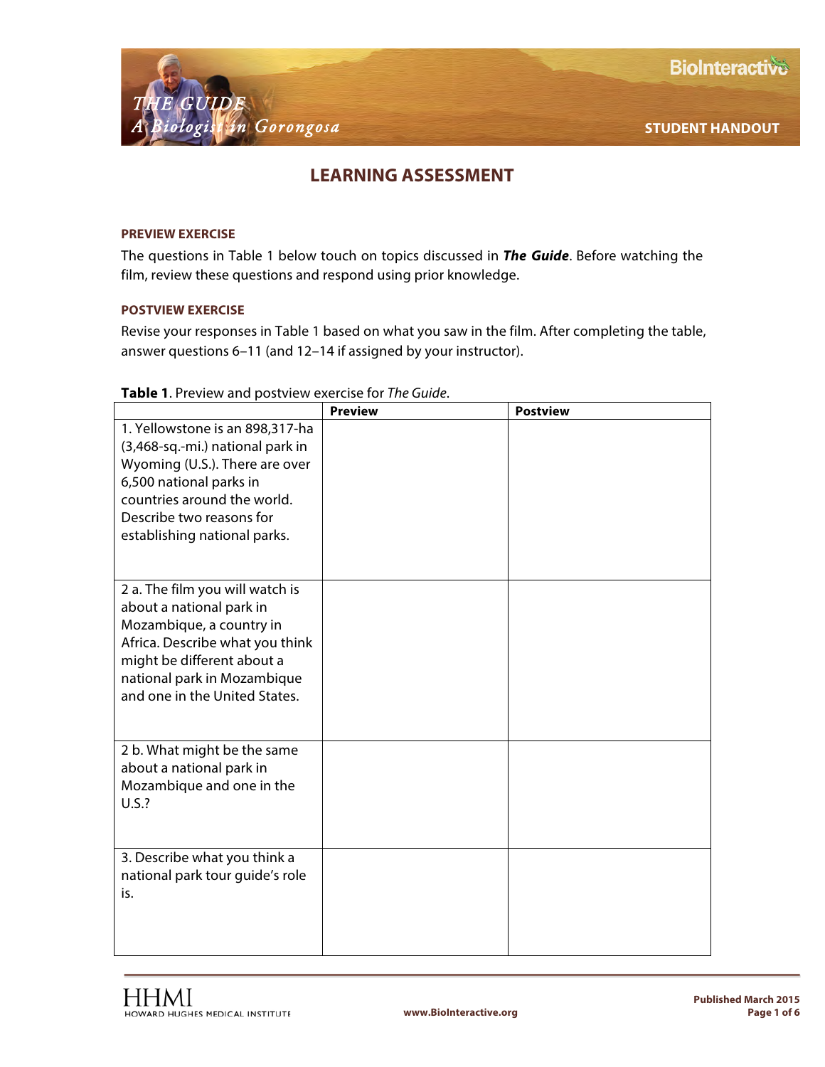# LEARNING ASSESSMENT

### PREVIEW EXERCISE

The questions in Table 1 below touch on topics discussed in ***The Guide***. Before watching the film, review these questions and respond using prior knowledge.

### POSTVIEW EXERCISE

Revise your responses in Table 1 based on what you saw in the film. After completing the table, answer questions 6–11 (and 12–14 if assigned by your instructor).

**Table 1**. Preview and postview exercise for *The Guide*.

| | Preview | Postview |
|---|---|---|
| 1. Yellowstone is an 898,317-ha (3,468-sq.-mi.) national park in Wyoming (U.S.). There are over 6,500 national parks in countries around the world. Describe two reasons for establishing national parks. | | |
| 2 a. The film you will watch is about a national park in Mozambique, a country in Africa. Describe what you think might be different about a national park in Mozambique and one in the United States. | | |
| 2 b. What might be the same about a national park in Mozambique and one in the U.S.? | | |
| 3. Describe what you think a national park tour guide's role is. | | |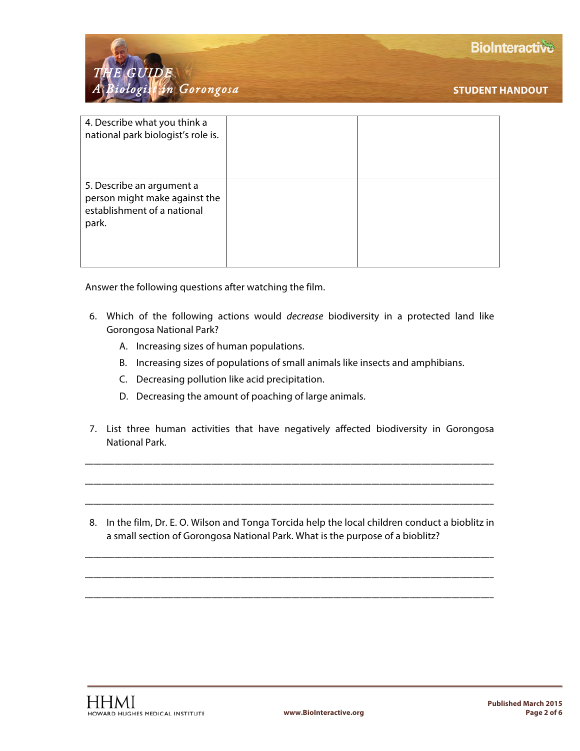| 4. Describe what you think a national park biologist's role is. | | |
|---|---|---|
| 5. Describe an argument a person might make against the establishment of a national park. | | |

Answer the following questions after watching the film.

6. Which of the following actions would *decrease* biodiversity in a protected land like Gorongosa National Park?
   A. Increasing sizes of human populations.
   B. Increasing sizes of populations of small animals like insects and amphibians.
   C. Decreasing pollution like acid precipitation.
   D. Decreasing the amount of poaching of large animals.

7. List three human activities that have negatively affected biodiversity in Gorongosa National Park.

_______________________________________________________________________________

_______________________________________________________________________________

_______________________________________________________________________________

8. In the film, Dr. E. O. Wilson and Tonga Torcida help the local children conduct a bioblitz in a small section of Gorongosa National Park. What is the purpose of a bioblitz?

_______________________________________________________________________________

_______________________________________________________________________________

_______________________________________________________________________________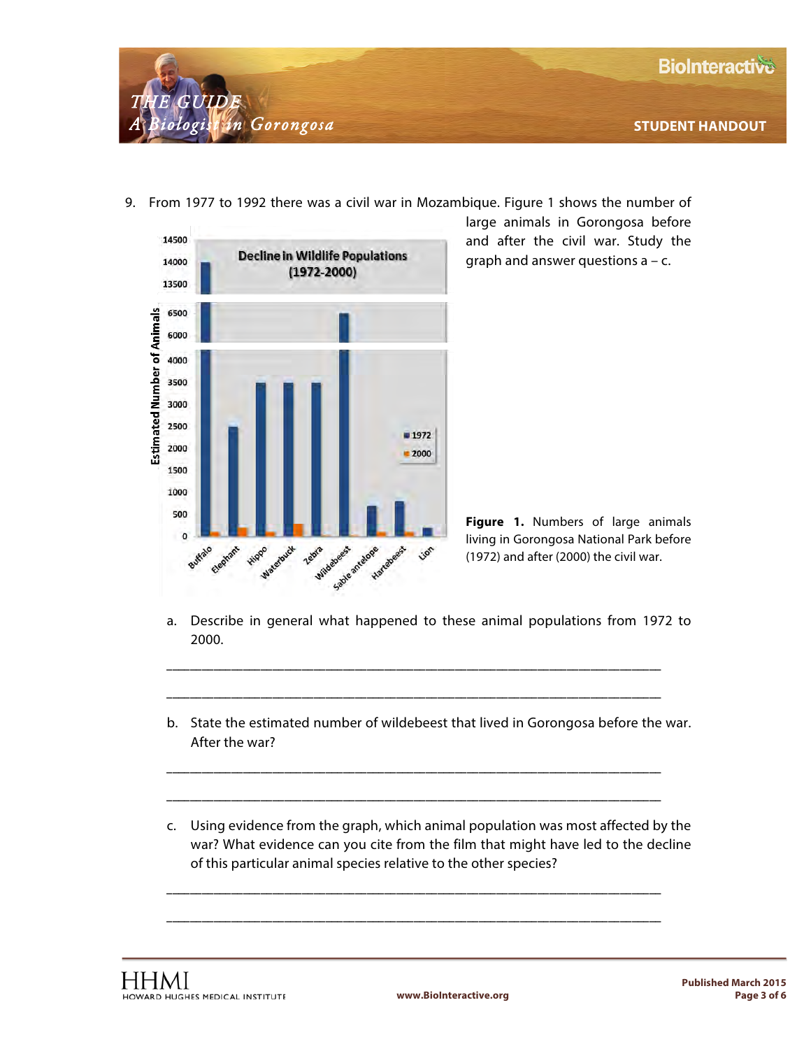9. From 1977 to 1992 there was a civil war in Mozambique. Figure 1 shows the number of large animals in Gorongosa before and after the civil war. Study the graph and answer questions a – c.

**Figure 1.** Numbers of large animals living in Gorongosa National Park before (1972) and after (2000) the civil war.

   a. Describe in general what happened to these animal populations from 1972 to 2000.

   \_\_\_\_\_\_\_\_\_\_\_\_\_\_\_\_\_\_\_\_\_\_\_\_\_\_\_\_\_\_\_\_\_\_\_\_\_\_\_\_\_\_\_\_\_\_\_\_\_\_\_\_\_\_\_\_\_\_\_\_\_\_\_\_

   \_\_\_\_\_\_\_\_\_\_\_\_\_\_\_\_\_\_\_\_\_\_\_\_\_\_\_\_\_\_\_\_\_\_\_\_\_\_\_\_\_\_\_\_\_\_\_\_\_\_\_\_\_\_\_\_\_\_\_\_\_\_\_\_

   b. State the estimated number of wildebeest that lived in Gorongosa before the war. After the war?

   \_\_\_\_\_\_\_\_\_\_\_\_\_\_\_\_\_\_\_\_\_\_\_\_\_\_\_\_\_\_\_\_\_\_\_\_\_\_\_\_\_\_\_\_\_\_\_\_\_\_\_\_\_\_\_\_\_\_\_\_\_\_\_\_

   \_\_\_\_\_\_\_\_\_\_\_\_\_\_\_\_\_\_\_\_\_\_\_\_\_\_\_\_\_\_\_\_\_\_\_\_\_\_\_\_\_\_\_\_\_\_\_\_\_\_\_\_\_\_\_\_\_\_\_\_\_\_\_\_

   c. Using evidence from the graph, which animal population was most affected by the war? What evidence can you cite from the film that might have led to the decline of this particular animal species relative to the other species?

   \_\_\_\_\_\_\_\_\_\_\_\_\_\_\_\_\_\_\_\_\_\_\_\_\_\_\_\_\_\_\_\_\_\_\_\_\_\_\_\_\_\_\_\_\_\_\_\_\_\_\_\_\_\_\_\_\_\_\_\_\_\_\_\_

   \_\_\_\_\_\_\_\_\_\_\_\_\_\_\_\_\_\_\_\_\_\_\_\_\_\_\_\_\_\_\_\_\_\_\_\_\_\_\_\_\_\_\_\_\_\_\_\_\_\_\_\_\_\_\_\_\_\_\_\_\_\_\_\_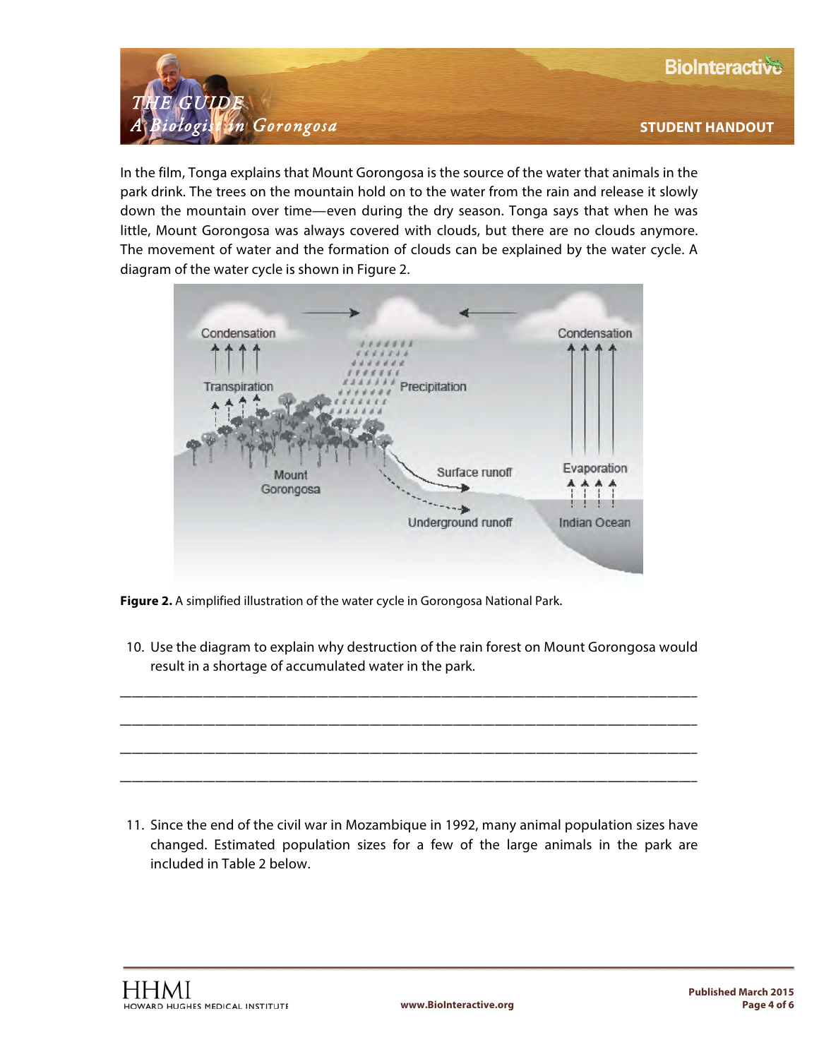In the film, Tonga explains that Mount Gorongosa is the source of the water that animals in the park drink. The trees on the mountain hold on to the water from the rain and release it slowly down the mountain over time—even during the dry season. Tonga says that when he was little, Mount Gorongosa was always covered with clouds, but there are no clouds anymore. The movement of water and the formation of clouds can be explained by the water cycle. A diagram of the water cycle is shown in Figure 2.

**Figure 2.** A simplified illustration of the water cycle in Gorongosa National Park.

10. Use the diagram to explain why destruction of the rain forest on Mount Gorongosa would result in a shortage of accumulated water in the park.

_______________________________________________________________________________

_______________________________________________________________________________

_______________________________________________________________________________

_______________________________________________________________________________

11. Since the end of the civil war in Mozambique in 1992, many animal population sizes have changed. Estimated population sizes for a few of the large animals in the park are included in Table 2 below.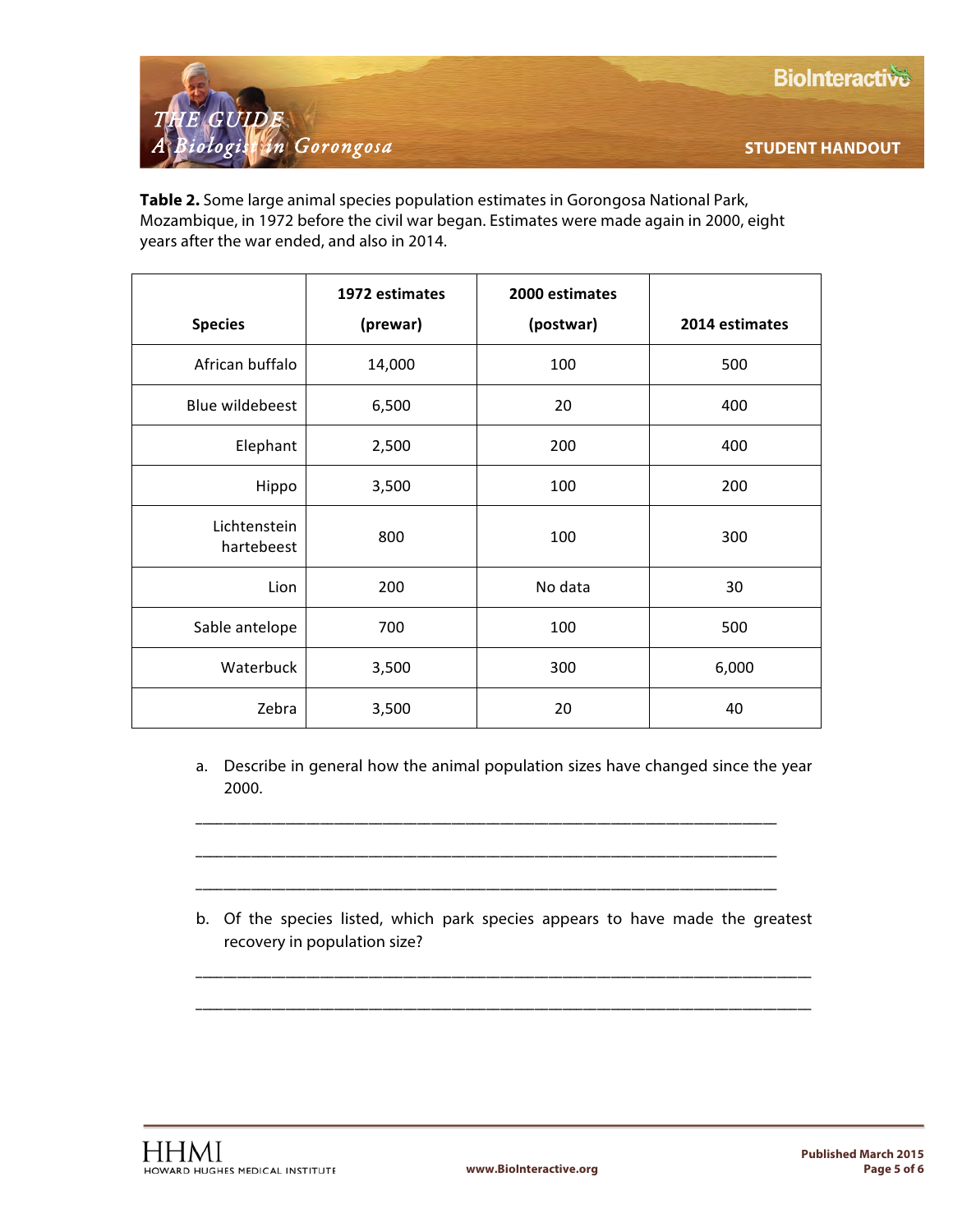**Table 2.** Some large animal species population estimates in Gorongosa National Park, Mozambique, in 1972 before the civil war began. Estimates were made again in 2000, eight years after the war ended, and also in 2014.

| Species | 1972 estimates (prewar) | 2000 estimates (postwar) | 2014 estimates |
|---|---|---|---|
| African buffalo | 14,000 | 100 | 500 |
| Blue wildebeest | 6,500 | 20 | 400 |
| Elephant | 2,500 | 200 | 400 |
| Hippo | 3,500 | 100 | 200 |
| Lichtenstein hartebeest | 800 | 100 | 300 |
| Lion | 200 | No data | 30 |
| Sable antelope | 700 | 100 | 500 |
| Waterbuck | 3,500 | 300 | 6,000 |
| Zebra | 3,500 | 20 | 40 |

a. Describe in general how the animal population sizes have changed since the year 2000.

______________________________________________________________________

______________________________________________________________________

______________________________________________________________________

b. Of the species listed, which park species appears to have made the greatest recovery in population size?

______________________________________________________________________

______________________________________________________________________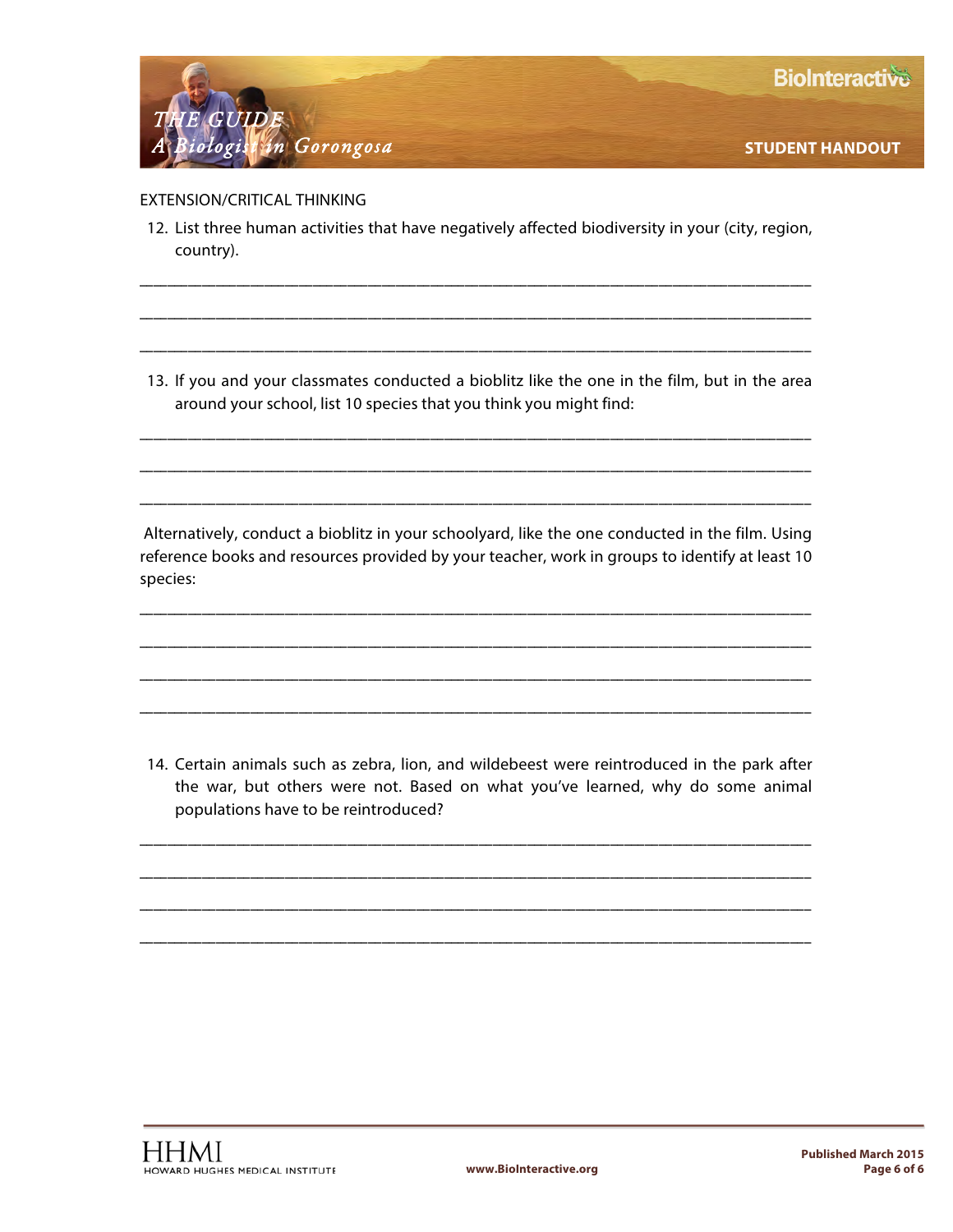EXTENSION/CRITICAL THINKING

12. List three human activities that have negatively affected biodiversity in your (city, region, country).

_______________________________________________________________________________

_______________________________________________________________________________

_______________________________________________________________________________

13. If you and your classmates conducted a bioblitz like the one in the film, but in the area around your school, list 10 species that you think you might find:

_______________________________________________________________________________

_______________________________________________________________________________

_______________________________________________________________________________

Alternatively, conduct a bioblitz in your schoolyard, like the one conducted in the film. Using reference books and resources provided by your teacher, work in groups to identify at least 10 species:

_______________________________________________________________________________

_______________________________________________________________________________

_______________________________________________________________________________

_______________________________________________________________________________

14. Certain animals such as zebra, lion, and wildebeest were reintroduced in the park after the war, but others were not. Based on what you've learned, why do some animal populations have to be reintroduced?

_______________________________________________________________________________

_______________________________________________________________________________

_______________________________________________________________________________

_______________________________________________________________________________